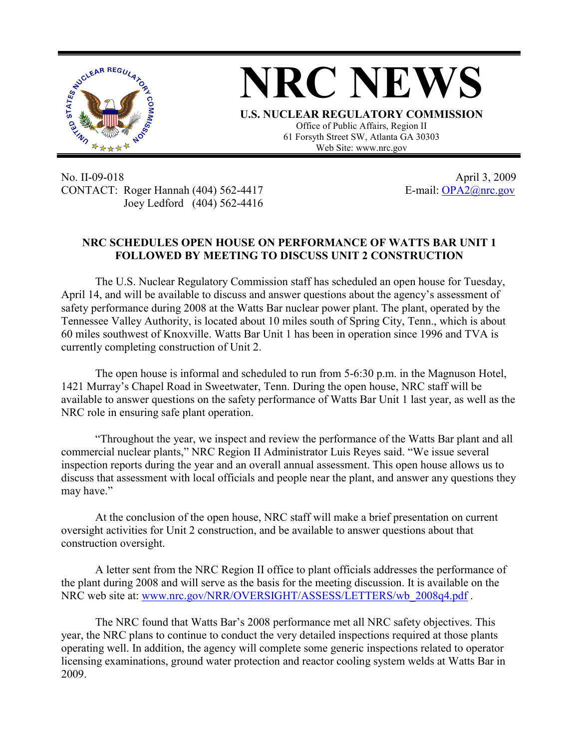# NRC NEWS

**U.S. NUCLEAR REGULATORY COMMISSION**

Office of Public Affairs, Region II
61 Forsyth Street SW, Atlanta GA 30303
Web Site: www.nrc.gov

No. II-09-018
CONTACT: Roger Hannah (404) 562-4417
Joey Ledford (404) 562-4416

April 3, 2009
E-mail: OPA2@nrc.gov

## NRC SCHEDULES OPEN HOUSE ON PERFORMANCE OF WATTS BAR UNIT 1 FOLLOWED BY MEETING TO DISCUSS UNIT 2 CONSTRUCTION

The U.S. Nuclear Regulatory Commission staff has scheduled an open house for Tuesday, April 14, and will be available to discuss and answer questions about the agency's assessment of safety performance during 2008 at the Watts Bar nuclear power plant. The plant, operated by the Tennessee Valley Authority, is located about 10 miles south of Spring City, Tenn., which is about 60 miles southwest of Knoxville. Watts Bar Unit 1 has been in operation since 1996 and TVA is currently completing construction of Unit 2.

The open house is informal and scheduled to run from 5-6:30 p.m. in the Magnuson Hotel, 1421 Murray's Chapel Road in Sweetwater, Tenn. During the open house, NRC staff will be available to answer questions on the safety performance of Watts Bar Unit 1 last year, as well as the NRC role in ensuring safe plant operation.

"Throughout the year, we inspect and review the performance of the Watts Bar plant and all commercial nuclear plants," NRC Region II Administrator Luis Reyes said. "We issue several inspection reports during the year and an overall annual assessment. This open house allows us to discuss that assessment with local officials and people near the plant, and answer any questions they may have."

At the conclusion of the open house, NRC staff will make a brief presentation on current oversight activities for Unit 2 construction, and be available to answer questions about that construction oversight.

A letter sent from the NRC Region II office to plant officials addresses the performance of the plant during 2008 and will serve as the basis for the meeting discussion. It is available on the NRC web site at: www.nrc.gov/NRR/OVERSIGHT/ASSESS/LETTERS/wb_2008q4.pdf .

The NRC found that Watts Bar's 2008 performance met all NRC safety objectives. This year, the NRC plans to continue to conduct the very detailed inspections required at those plants operating well. In addition, the agency will complete some generic inspections related to operator licensing examinations, ground water protection and reactor cooling system welds at Watts Bar in 2009.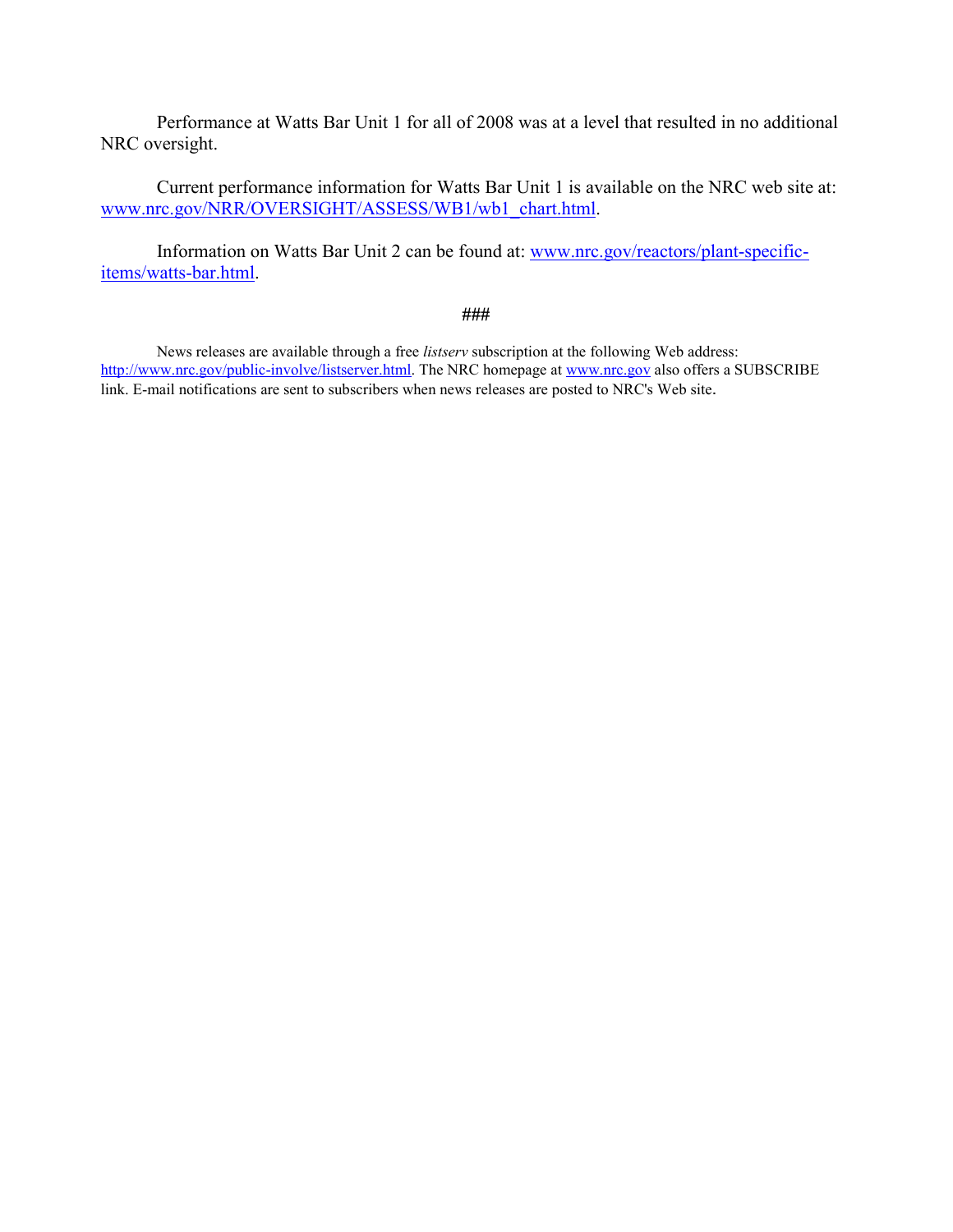Performance at Watts Bar Unit 1 for all of 2008 was at a level that resulted in no additional NRC oversight.

Current performance information for Watts Bar Unit 1 is available on the NRC web site at: www.nrc.gov/NRR/OVERSIGHT/ASSESS/WB1/wb1_chart.html.

Information on Watts Bar Unit 2 can be found at: www.nrc.gov/reactors/plant-specific-items/watts-bar.html.

###

News releases are available through a free *listserv* subscription at the following Web address: http://www.nrc.gov/public-involve/listserver.html. The NRC homepage at www.nrc.gov also offers a SUBSCRIBE link. E-mail notifications are sent to subscribers when news releases are posted to NRC's Web site.